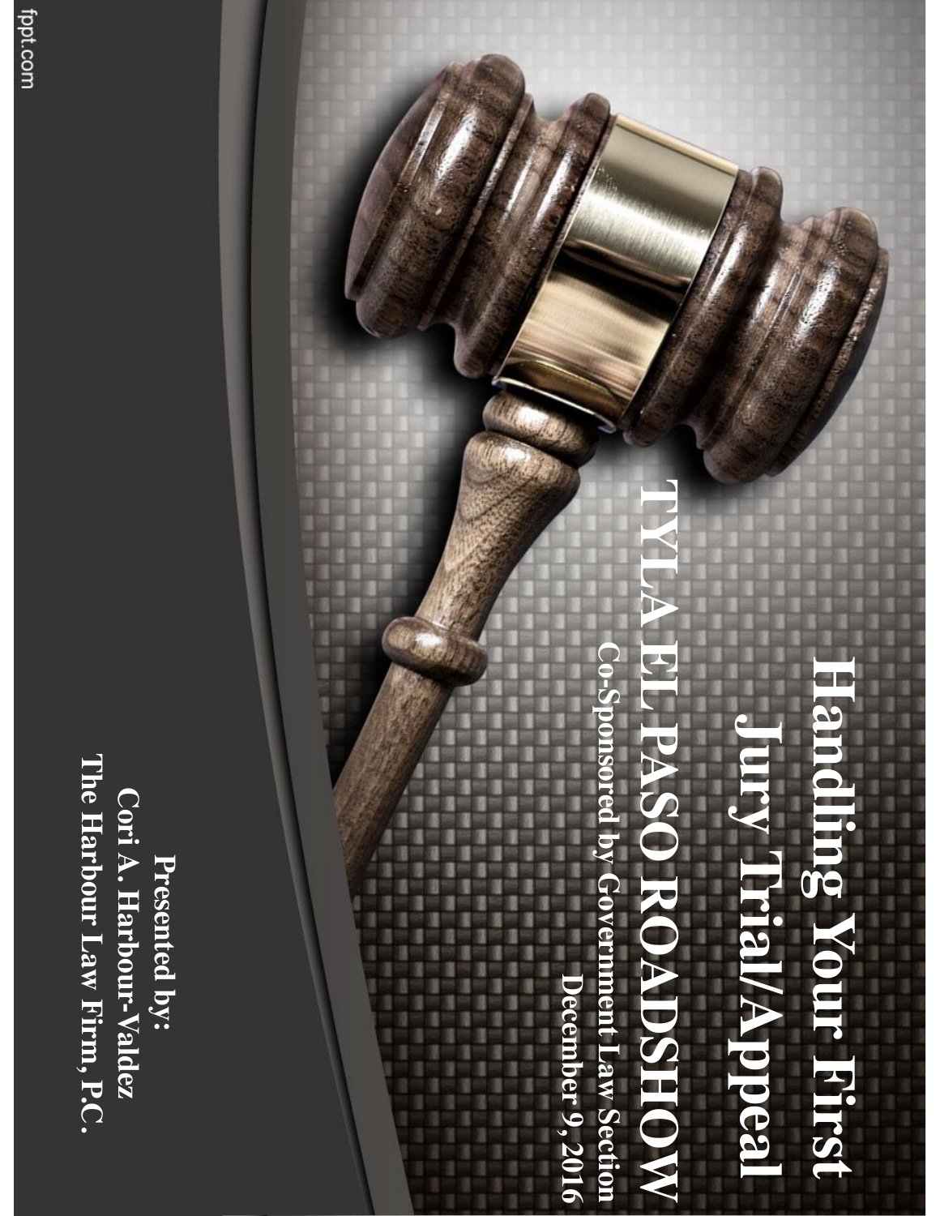# Handling Your First Jury Trial/Appeal

## TYLA EL PASO ROADSHOW

**Co-Sponsored by Government Law Section**

**December 9, 2016**

**Presented by:**
**Cori A. Harbour-Valdez**
**The Harbour Law Firm, P.C.**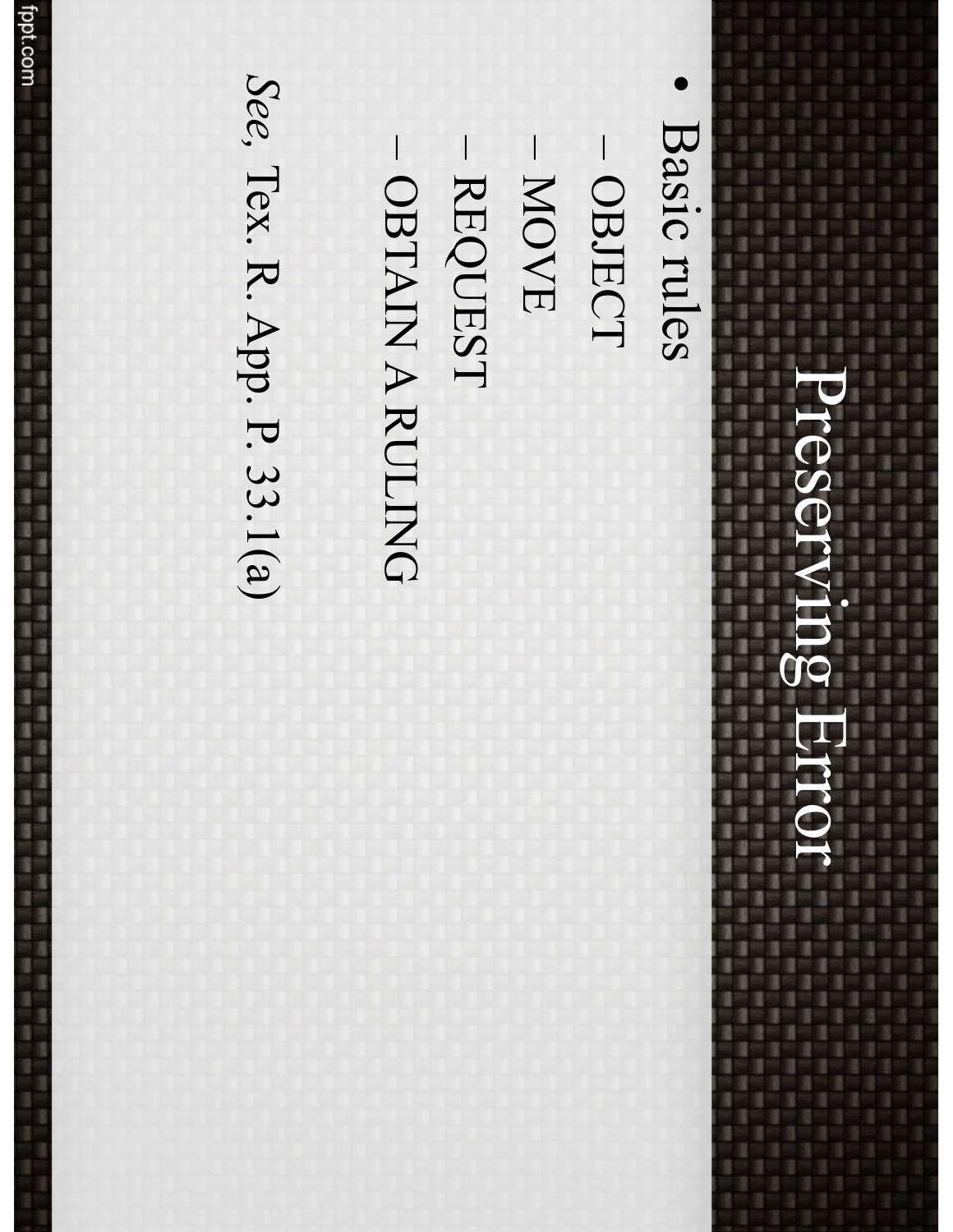# Preserving Error

- Basic rules
  - OBJECT
  - MOVE
  - REQUEST
  - OBTAIN A RULING

*See*, Tex. R. App. P. 33.1(a)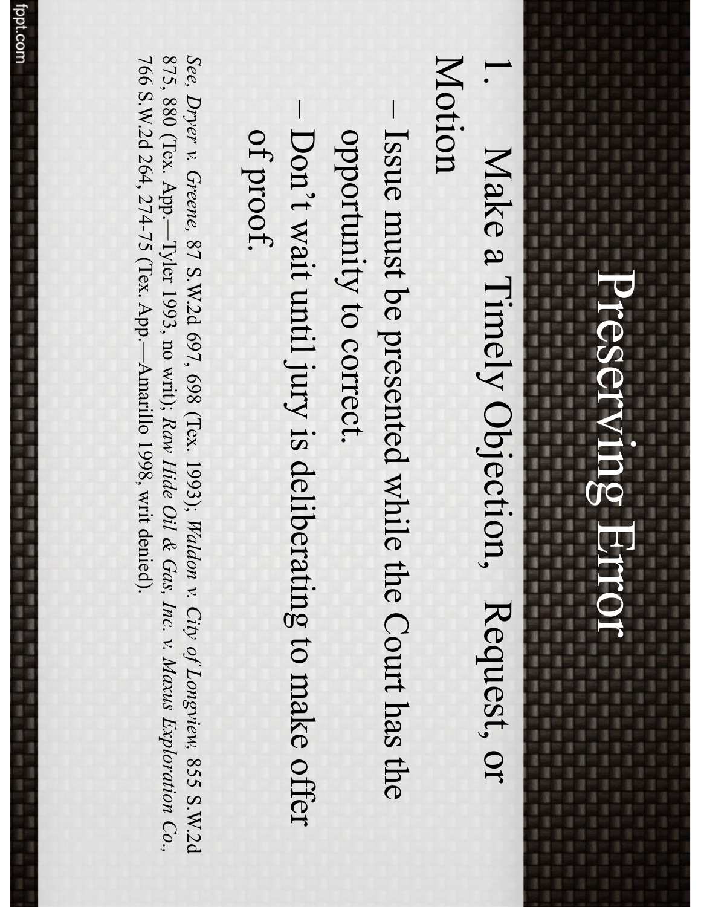# Preserving Error

1. Make a Timely Objection, Request, or Motion
   - Issue must be presented while the Court has the opportunity to correct.
   - Don't wait until jury is deliberating to make offer of proof.

*See*, *Dryer v. Greene*, 87 S.W.2d 697, 698 (Tex. 1993); *Waldon v. City of Longview*, 855 S.W.2d 875, 880 (Tex. App.—Tyler 1993, no writ); *Raw Hide Oil & Gas, Inc. v. Maxus Exploration Co.*, 766 S.W.2d 264, 274-75 (Tex. App.—Amarillo 1998, writ denied).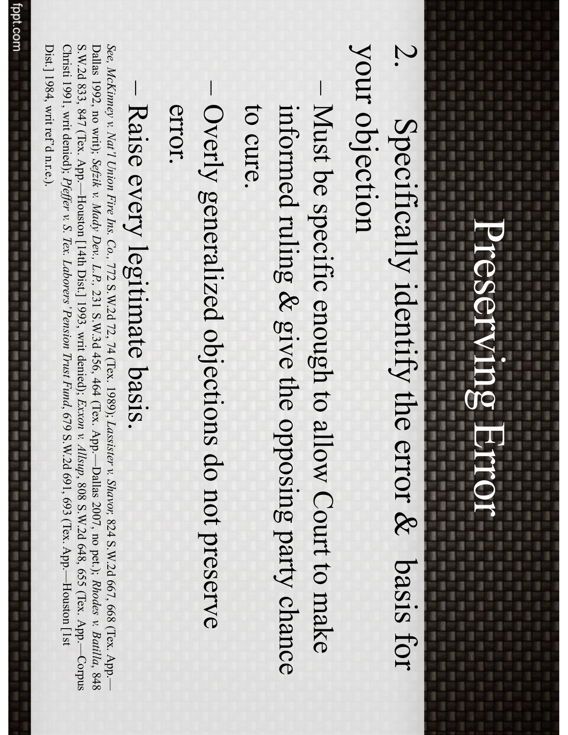# Preserving Error

2. Specifically identify the error & basis for your objection
   - Must be specific enough to allow Court to make informed ruling & give the opposing party chance to cure.
   - Overly generalized objections do not preserve error.
   - Raise every legitimate basis.

*See, McKinney v. Nat'l Union Fire Ins. Co.*, 772 S.W.2d 72, 74 (Tex. 1989); *Lassister v. Shavor,* 824 S.W.2d 667, 668 (Tex. App.—Dallas 1992, no writ); *Sefzik v. Mady Dev., L.P.*, 231 S.W.3d 456, 464 (Tex. App.—Dallas 2007, no pet.); *Rhodes v. Batilla*, 848 S.W.2d 833, 847 (Tex. App.—Houston [14th Dist.] 1993, writ denied); *Exxon v. Allsup*, 808 S.W.2d 648, 655 (Tex. App.—Corpus Christi 1991, writ denied); *Pfeffer v. S. Tex. Laborers' Pension Trust Fund*, 679 S.W.2d 691, 693 (Tex. App.—Houston [1st Dist.] 1984, writ ref'd n.r.e.).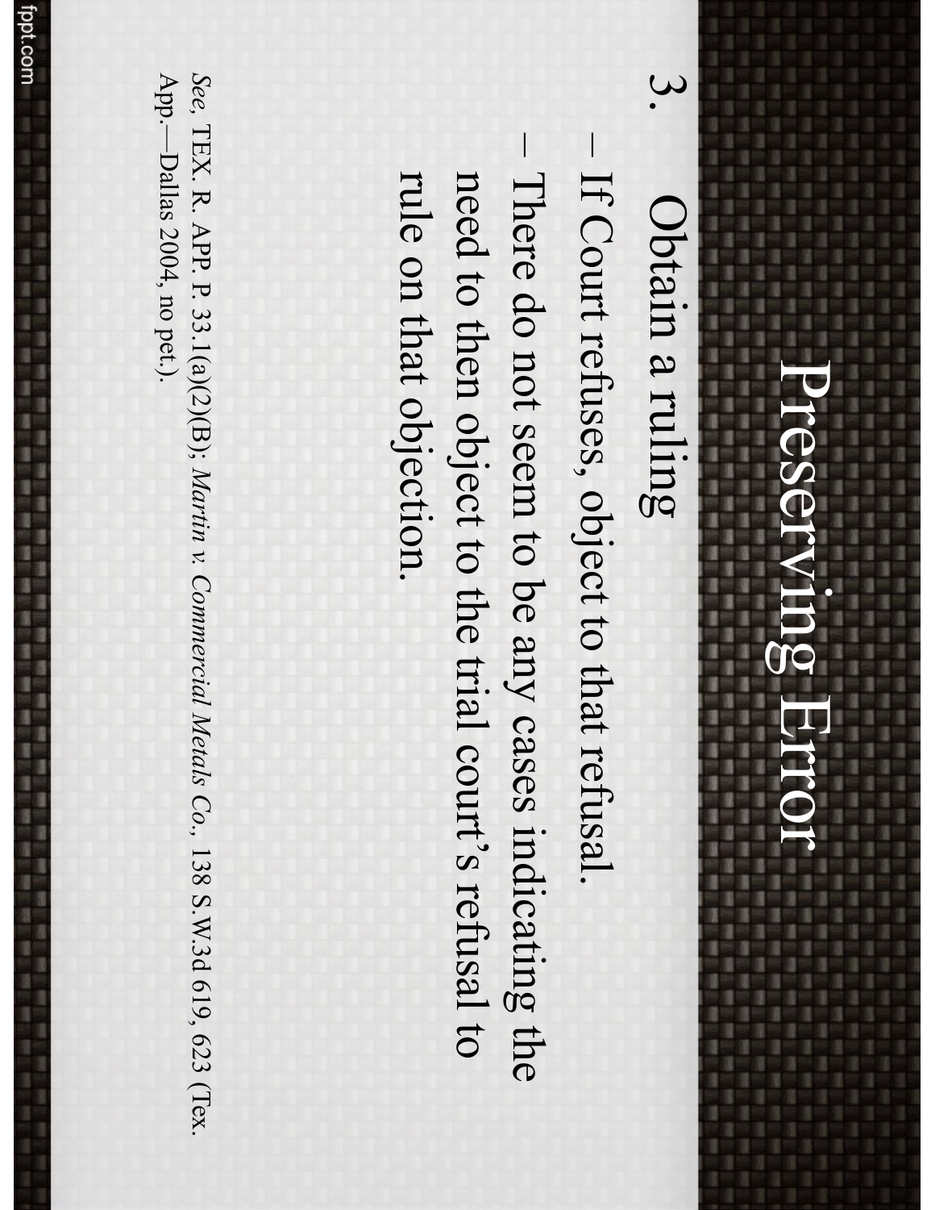# Preserving Error

3. Obtain a ruling

– If Court refuses, object to that refusal.

– There do not seem to be any cases indicating the need to then object to the trial court's refusal to rule on that objection.

*See*, TEX. R. APP. P. 33.1(a)(2)(B); *Martin v. Commercial Metals Co.*, 138 S.W.3d 619, 623 (Tex. App.—Dallas 2004, no pet.).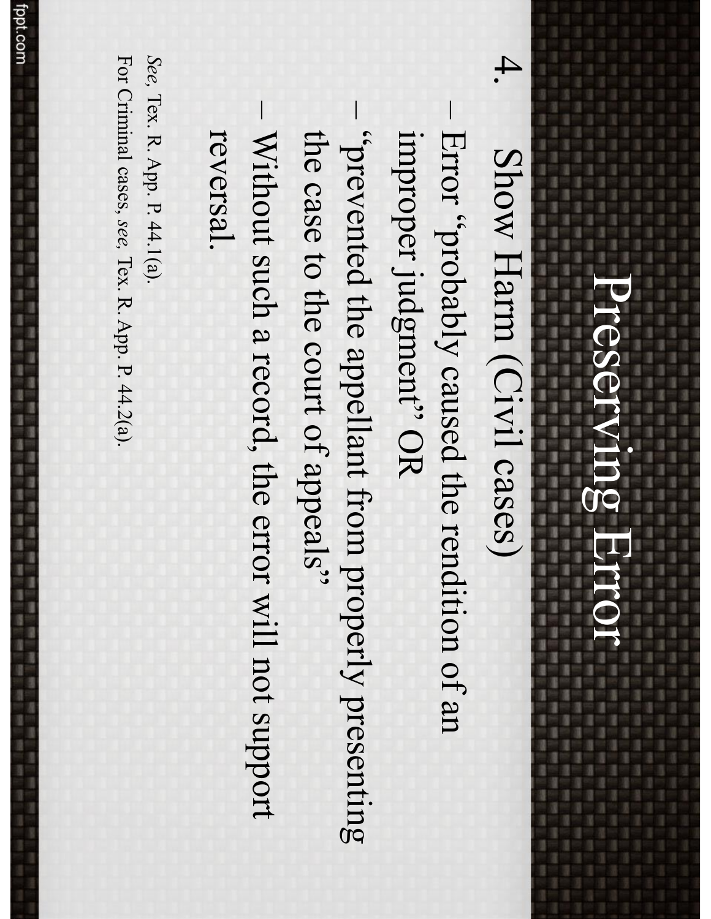# Preserving Error

4. Show Harm (Civil cases)

- Error "probably caused the rendition of an improper judgment" OR
- "prevented the appellant from properly presenting the case to the court of appeals"
- Without such a record, the error will not support reversal.

*See*, Tex. R. App. P. 44.1(a).

For Criminal cases, *see*, Tex. R. App. P. 44.2(a).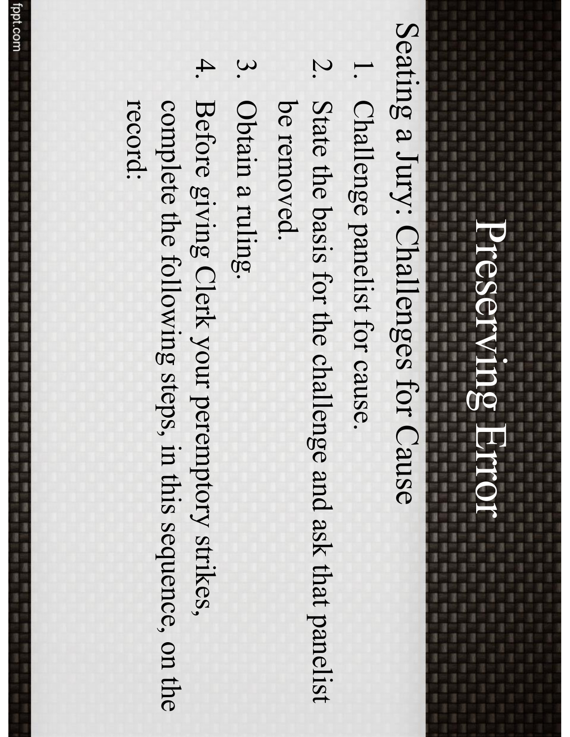# Preserving Error

Seating a Jury: Challenges for Cause

1. Challenge panelist for cause.
2. State the basis for the challenge and ask that panelist be removed.
3. Obtain a ruling.
4. Before giving Clerk your peremptory strikes, complete the following steps, in this sequence, on the record: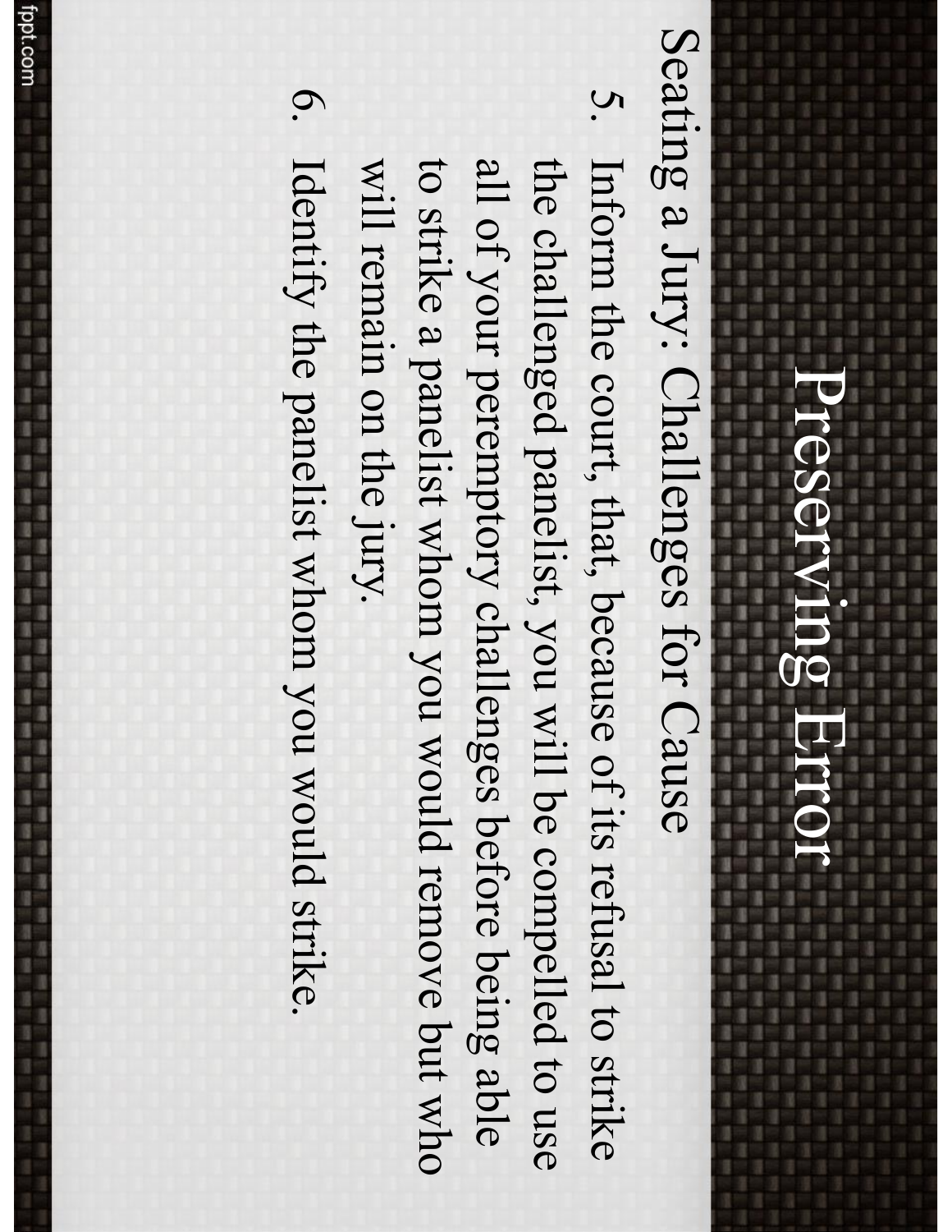# Preserving Error

Seating a Jury: Challenges for Cause

5. Inform the court, that, because of its refusal to strike the challenged panelist, you will be compelled to use all of your peremptory challenges before being able to strike a panelist whom you would remove but who will remain on the jury.
6. Identify the panelist whom you would strike.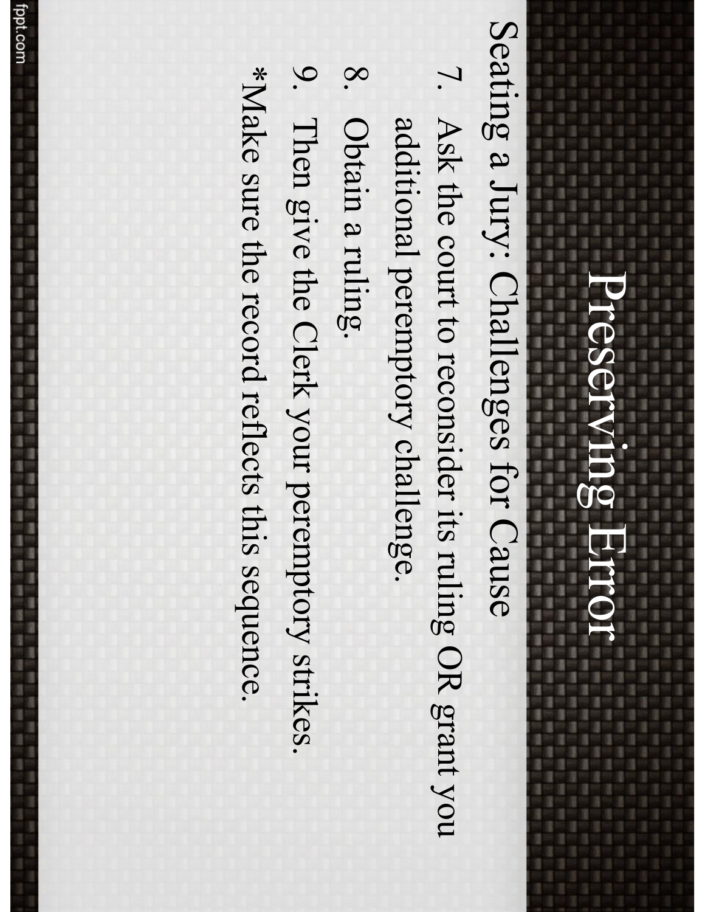# Preserving Error

Seating a Jury: Challenges for Cause

7. Ask the court to reconsider its ruling OR grant you additional peremptory challenge.
8. Obtain a ruling.
9. Then give the Clerk your peremptory strikes.

*Make sure the record reflects this sequence.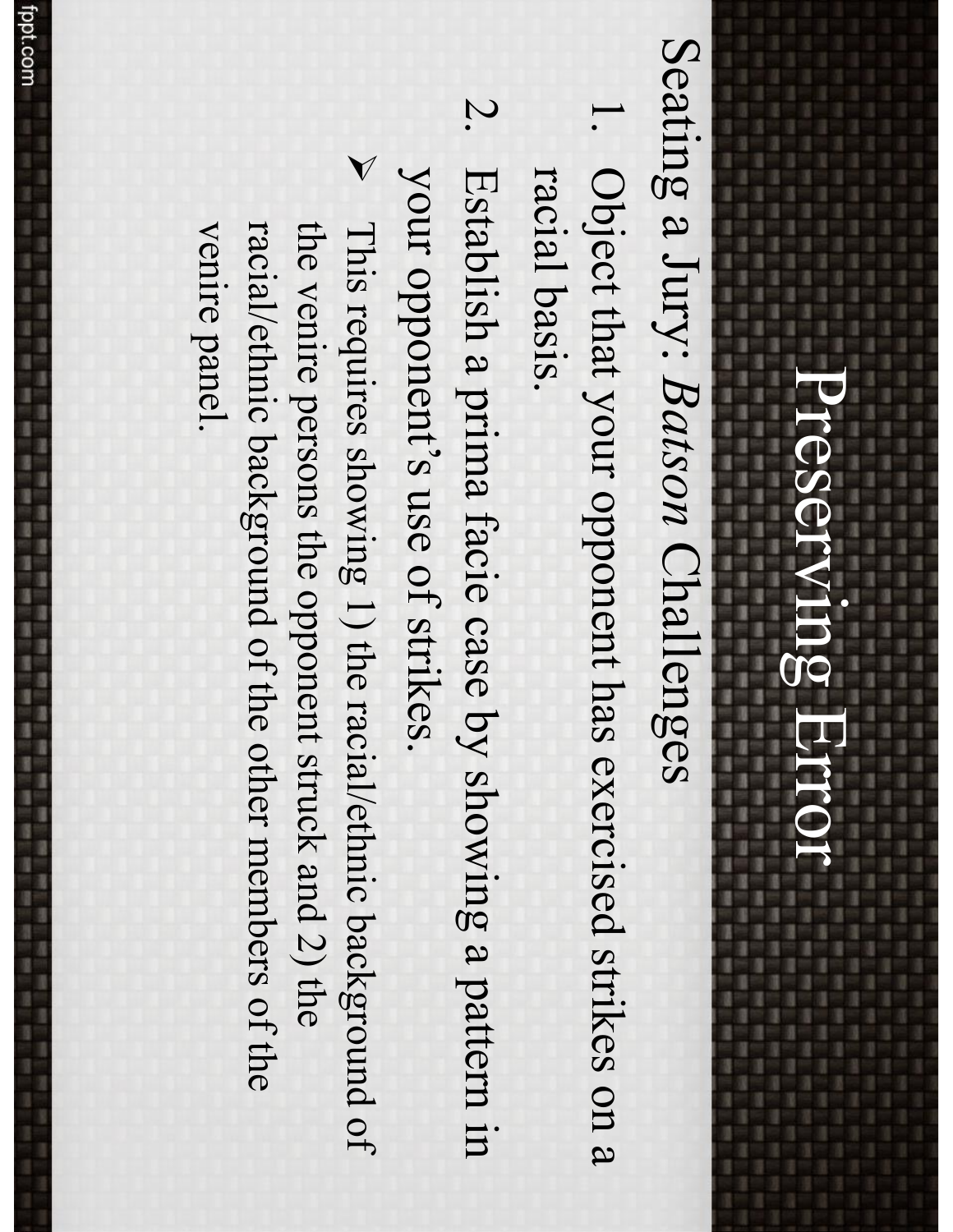# Preserving Error

Seating a Jury: *Batson* Challenges

1. Object that your opponent has exercised strikes on a racial basis.
2. Establish a prima facie case by showing a pattern in your opponent's use of strikes.

➢ This requires showing 1) the racial/ethnic background of the venire persons the opponent struck and 2) the racial/ethnic background of the other members of the venire panel.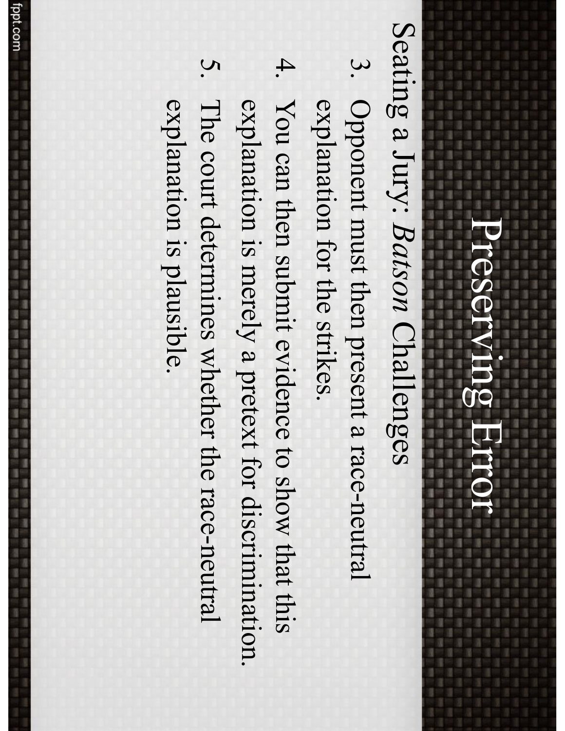# Preserving Error

Seating a Jury: *Batson* Challenges

3. Opponent must then present a race-neutral explanation for the strikes.
4. You can then submit evidence to show that this explanation is merely a pretext for discrimination.
5. The court determines whether the race-neutral explanation is plausible.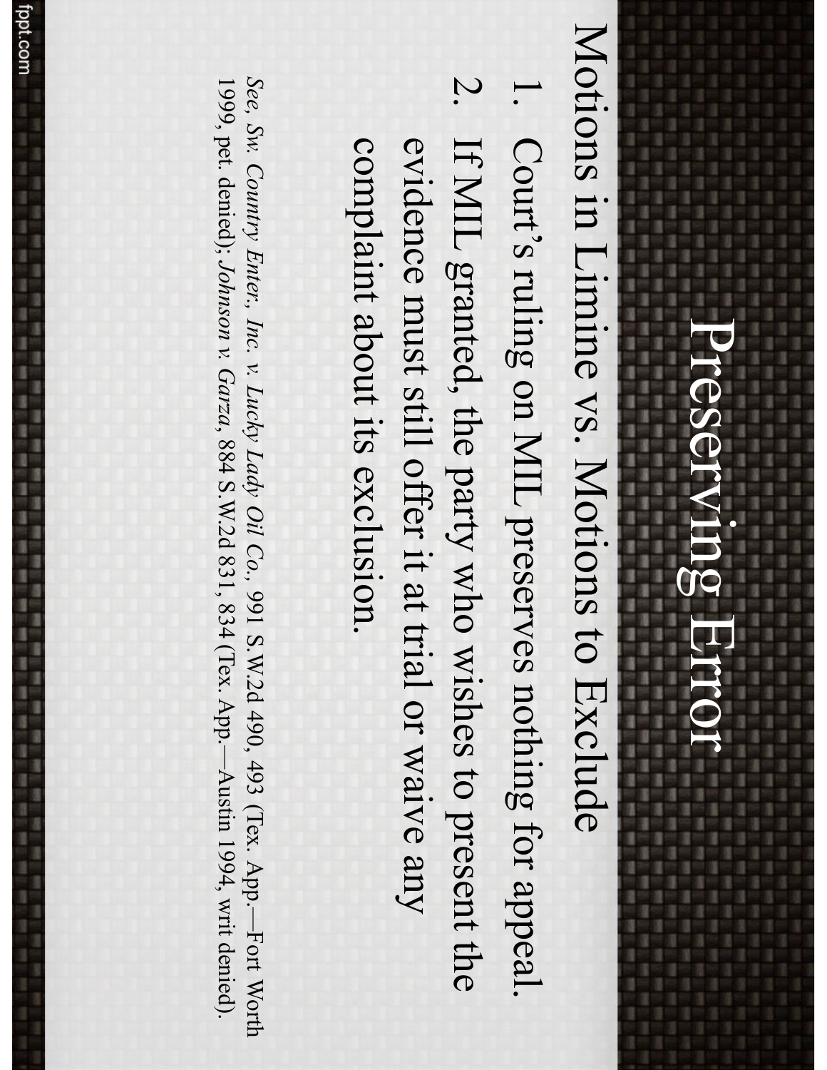# Preserving Error

## Motions in Limine vs. Motions to Exclude

1. Court's ruling on MIL preserves nothing for appeal.
2. If MIL granted, the party who wishes to present the evidence must still offer it at trial or waive any complaint about its exclusion.

*See, Sw. Country Enter., Inc. v. Lucky Lady Oil Co.*, 991 S.W.2d 490, 493 (Tex. App.—Fort Worth 1999, pet. denied); *Johnson v. Garza*, 884 S.W.2d 831, 834 (Tex. App.—Austin 1994, writ denied).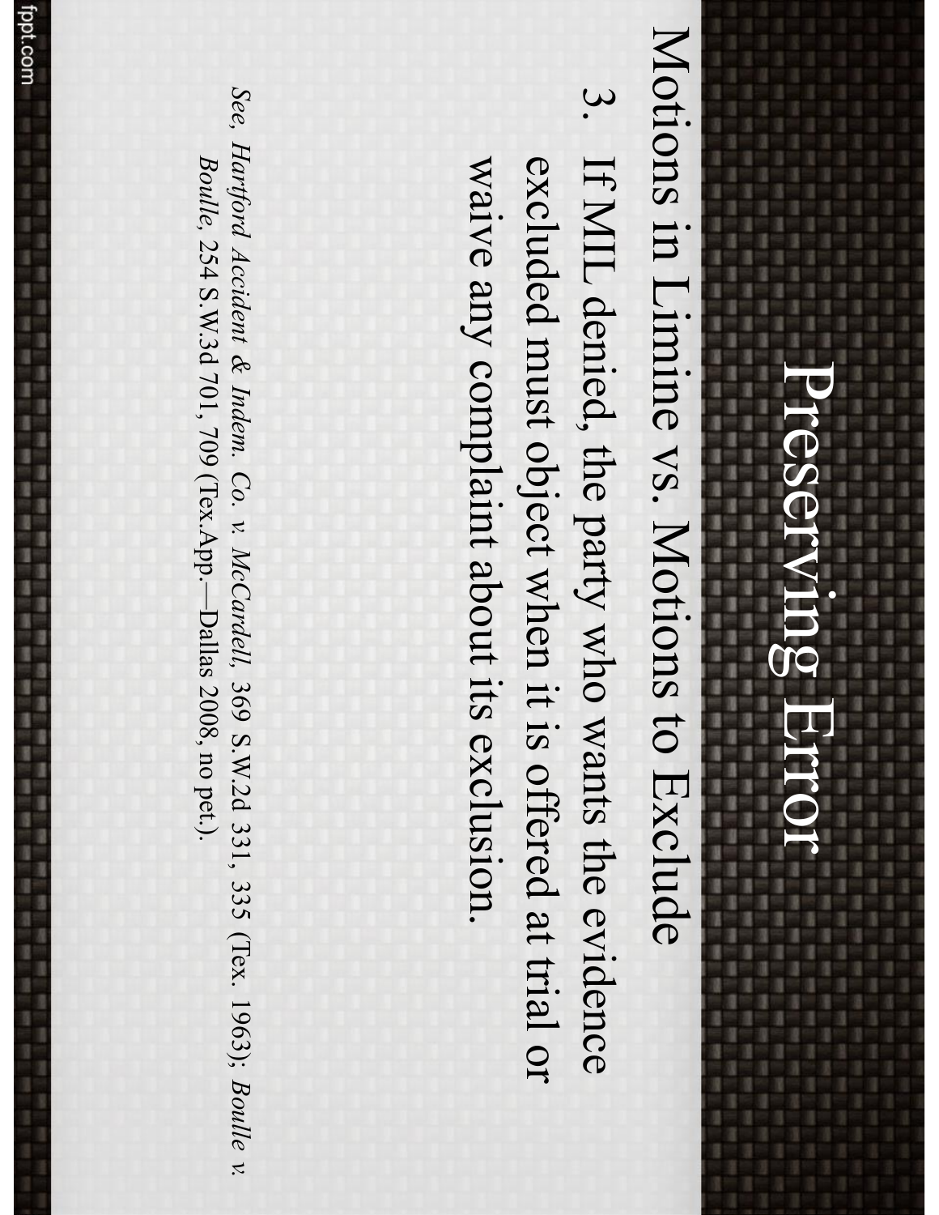# Preserving Error

## Motions in Limine vs. Motions to Exclude

3. If MIL denied, the party who wants the evidence excluded must object when it is offered at trial or waive any complaint about its exclusion.

*See*, *Hartford Accident & Indem. Co. v. McCardell*, 369 S.W.2d 331, 335 (Tex. 1963); *Boulle v. Boulle*, 254 S.W.3d 701, 709 (Tex.App.—Dallas 2008, no pet.).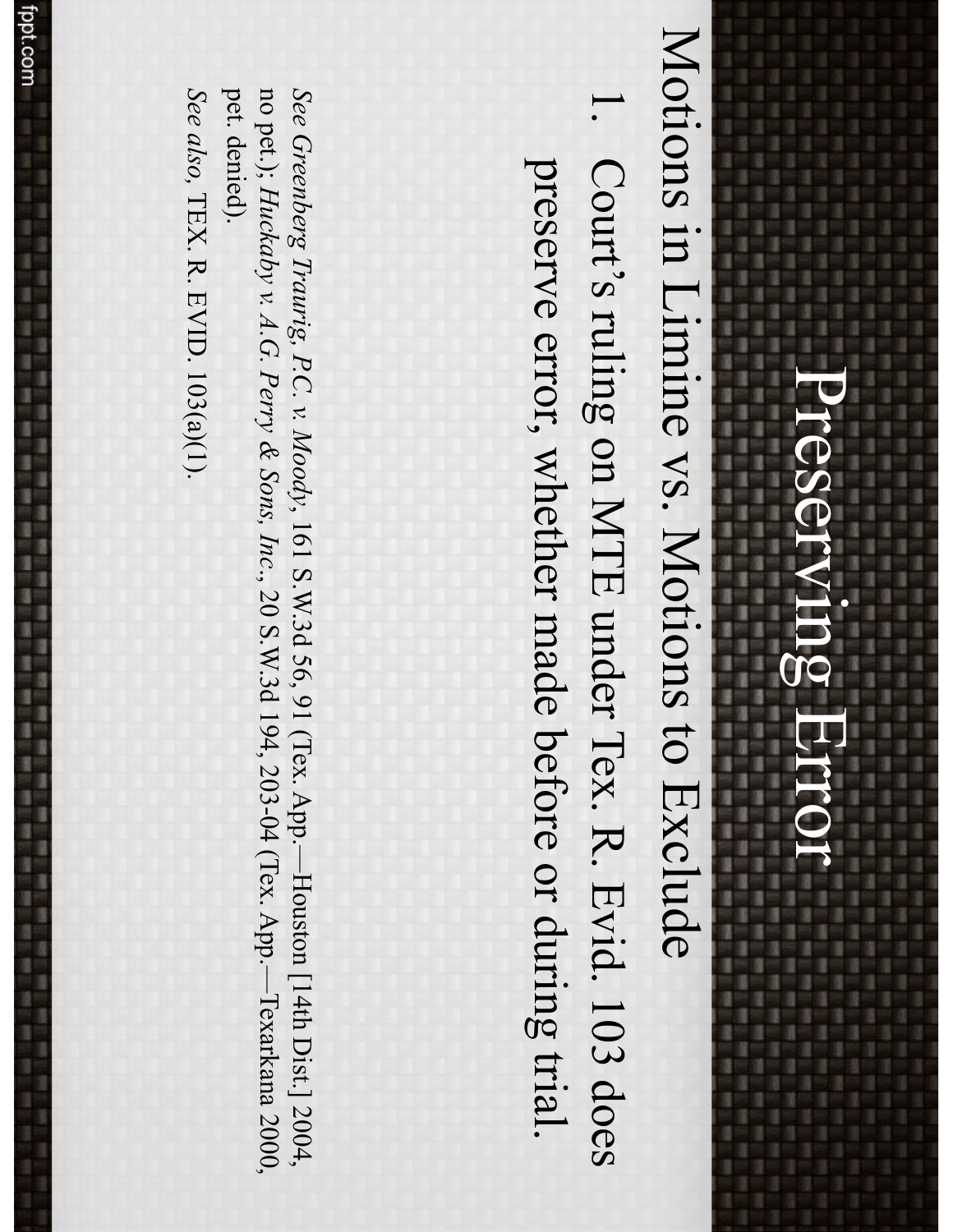# Preserving Error

## Motions in Limine vs. Motions to Exclude

1. Court's ruling on MTE under Tex. R. Evid. 103 does preserve error, whether made before or during trial.

*See Greenberg Traurig, P.C. v. Moody*, 161 S.W.3d 56, 91 (Tex. App.—Houston [14th Dist.] 2004, no pet.); *Huckaby v. A.G. Perry & Sons, Inc.*, 20 S.W.3d 194, 203-04 (Tex. App.—Texarkana 2000, pet. denied).

*See also*, TEX. R. EVID. 103(a)(1).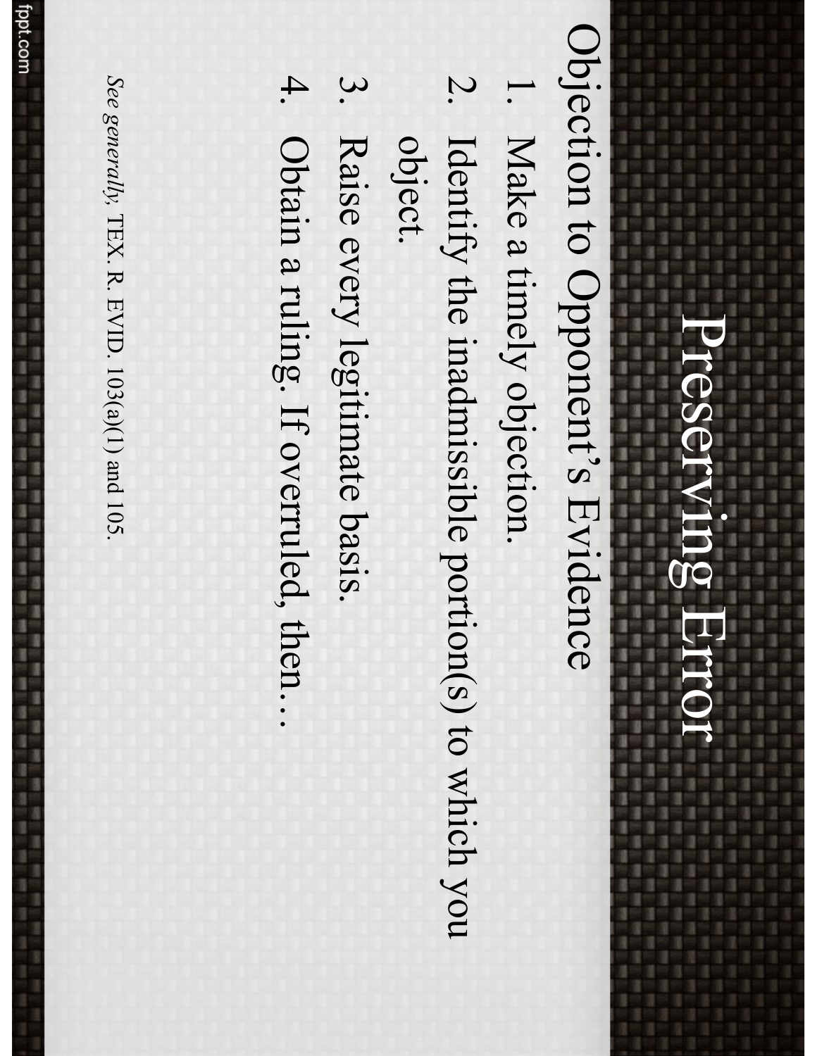# Preserving Error

## Objection to Opponent's Evidence

1. Make a timely objection.
2. Identify the inadmissible portion(s) to which you object.
3. Raise every legitimate basis.
4. Obtain a ruling. If overruled, then…

*See generally*, TEX. R. EVID. 103(a)(1) and 105.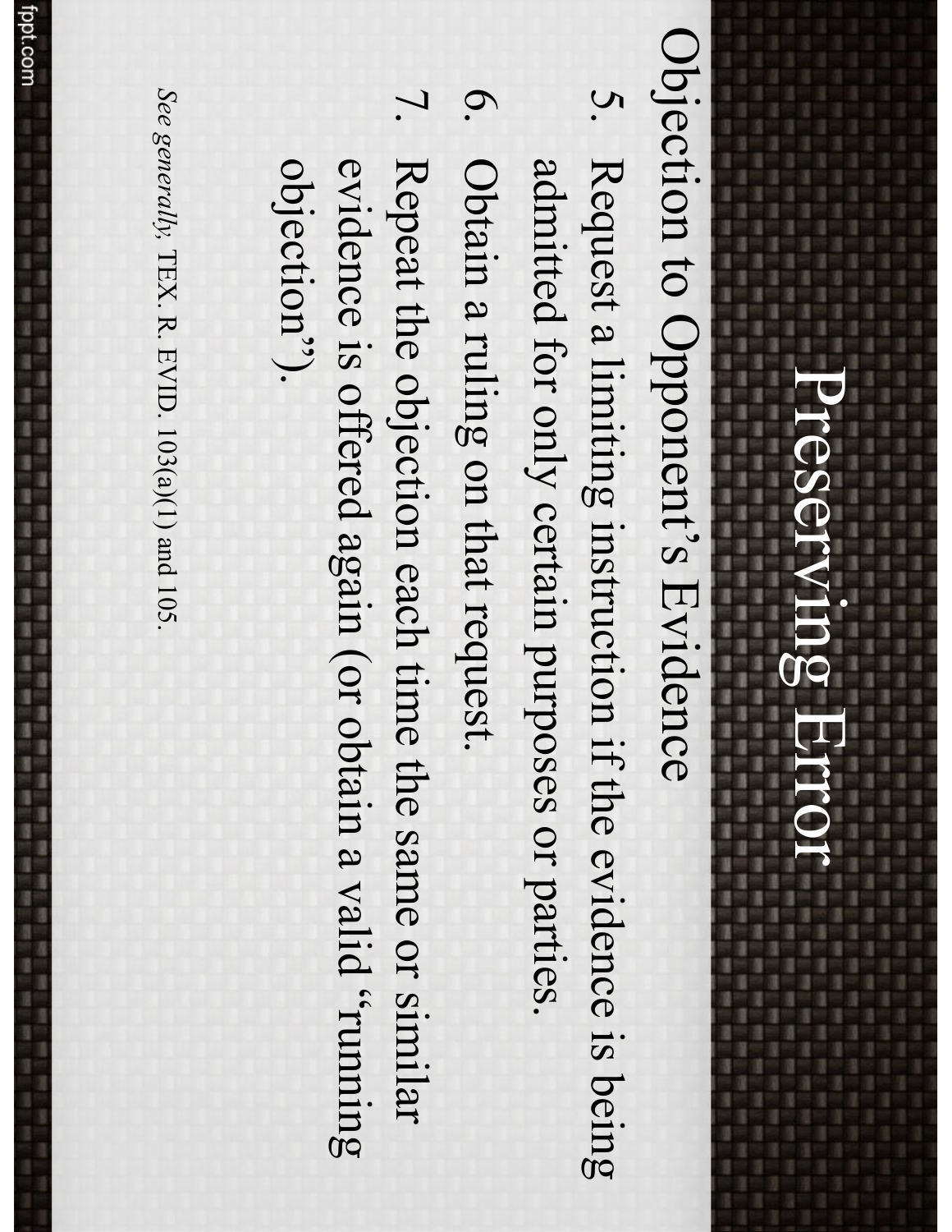# Preserving Error

Objection to Opponent’s Evidence

5. Request a limiting instruction if the evidence is being admitted for only certain purposes or parties.
6. Obtain a ruling on that request.
7. Repeat the objection each time the same or similar evidence is offered again (or obtain a valid “running objection”).

*See generally,* TEX. R. EVID. 103(a)(1) and 105.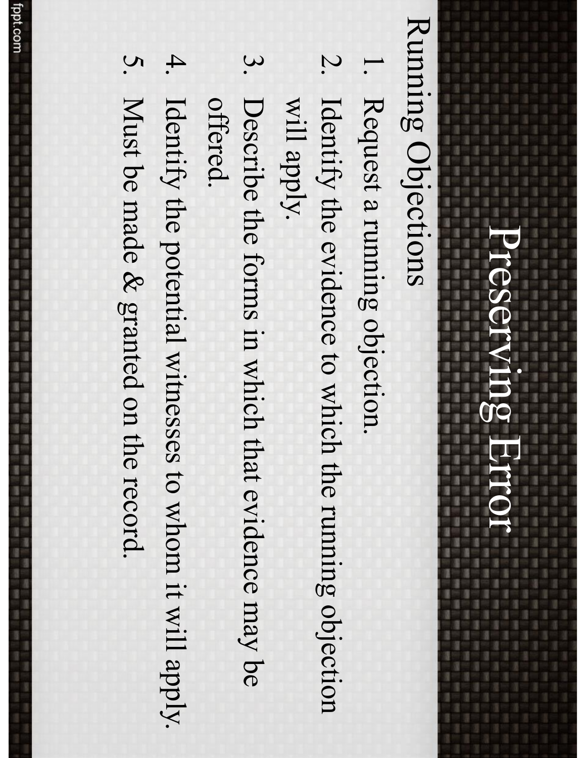# Preserving Error

## Running Objections

1. Request a running objection.
2. Identify the evidence to which the running objection will apply.
3. Describe the forms in which that evidence may be offered.
4. Identify the potential witnesses to whom it will apply.
5. Must be made & granted on the record.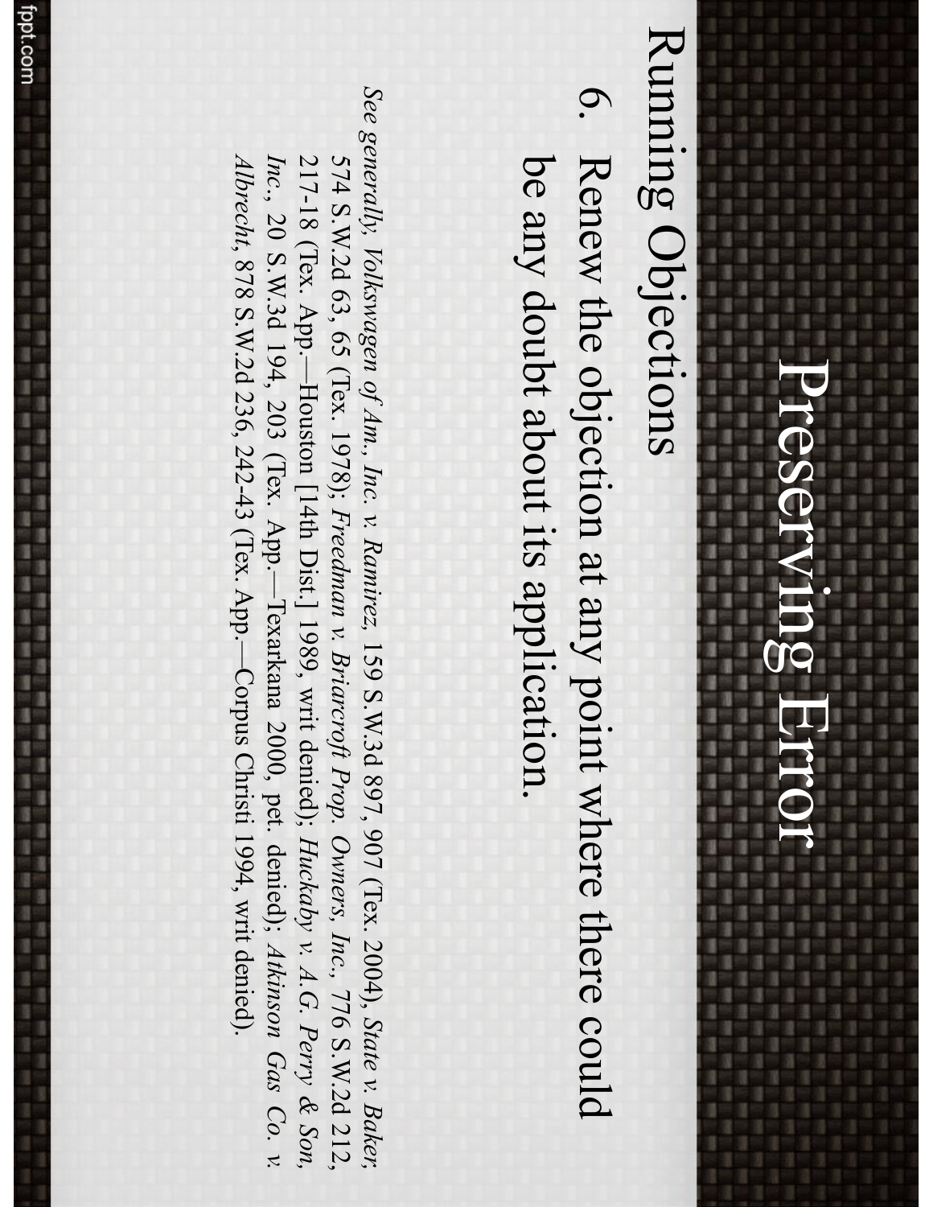# Preserving Error

## Running Objections

6. Renew the objection at any point where there could be any doubt about its application.

*See generally*, *Volkswagen of Am., Inc. v. Ramirez*, 159 S.W.3d 897, 907 (Tex. 2004), *State v. Baker*, 574 S.W.2d 63, 65 (Tex. 1978); *Freedman v. Briarcroft Prop. Owners, Inc.*, 776 S.W.2d 212, 217-18 (Tex. App.—Houston [14th Dist.] 1989, writ denied); *Huckaby v. A.G. Perry & Son, Inc.*, 20 S.W.3d 194, 203 (Tex. App.—Texarkana 2000, pet. denied); *Atkinson Gas Co. v. Albrecht*, 878 S.W.2d 236, 242-43 (Tex. App.—Corpus Christi 1994, writ denied).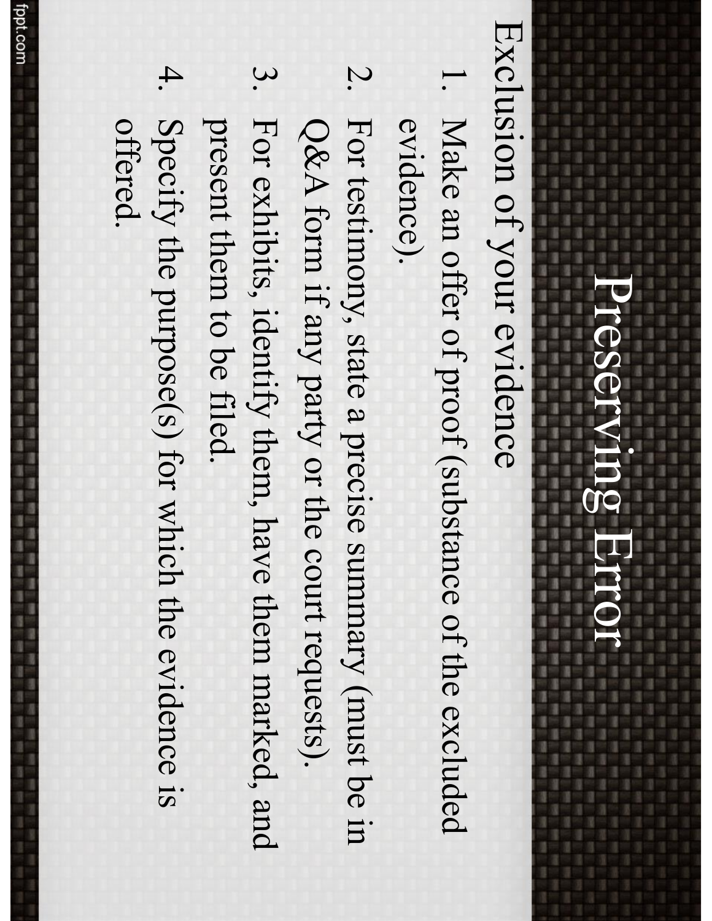# Preserving Error

Exclusion of your evidence

1. Make an offer of proof (substance of the excluded evidence).
2. For testimony, state a precise summary (must be in Q&A form if any party or the court requests).
3. For exhibits, identify them, have them marked, and present them to be filed.
4. Specify the purpose(s) for which the evidence is offered.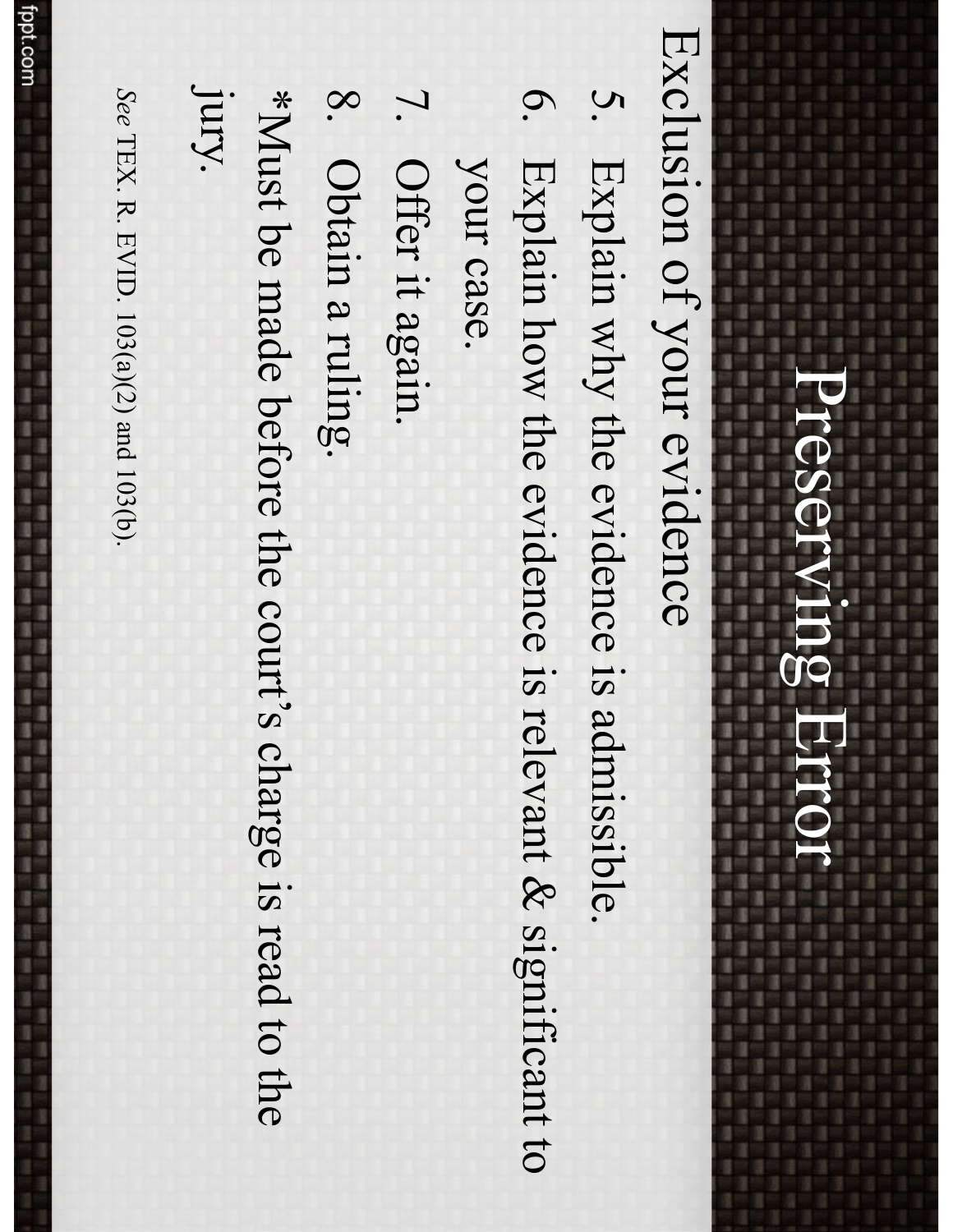# Preserving Error

Exclusion of your evidence

5. Explain why the evidence is admissible.
6. Explain how the evidence is relevant & significant to your case.
7. Offer it again.
8. Obtain a ruling.

*Must be made before the court's charge is read to the jury.

*See* TEX. R. EVID. 103(a)(2) and 103(b).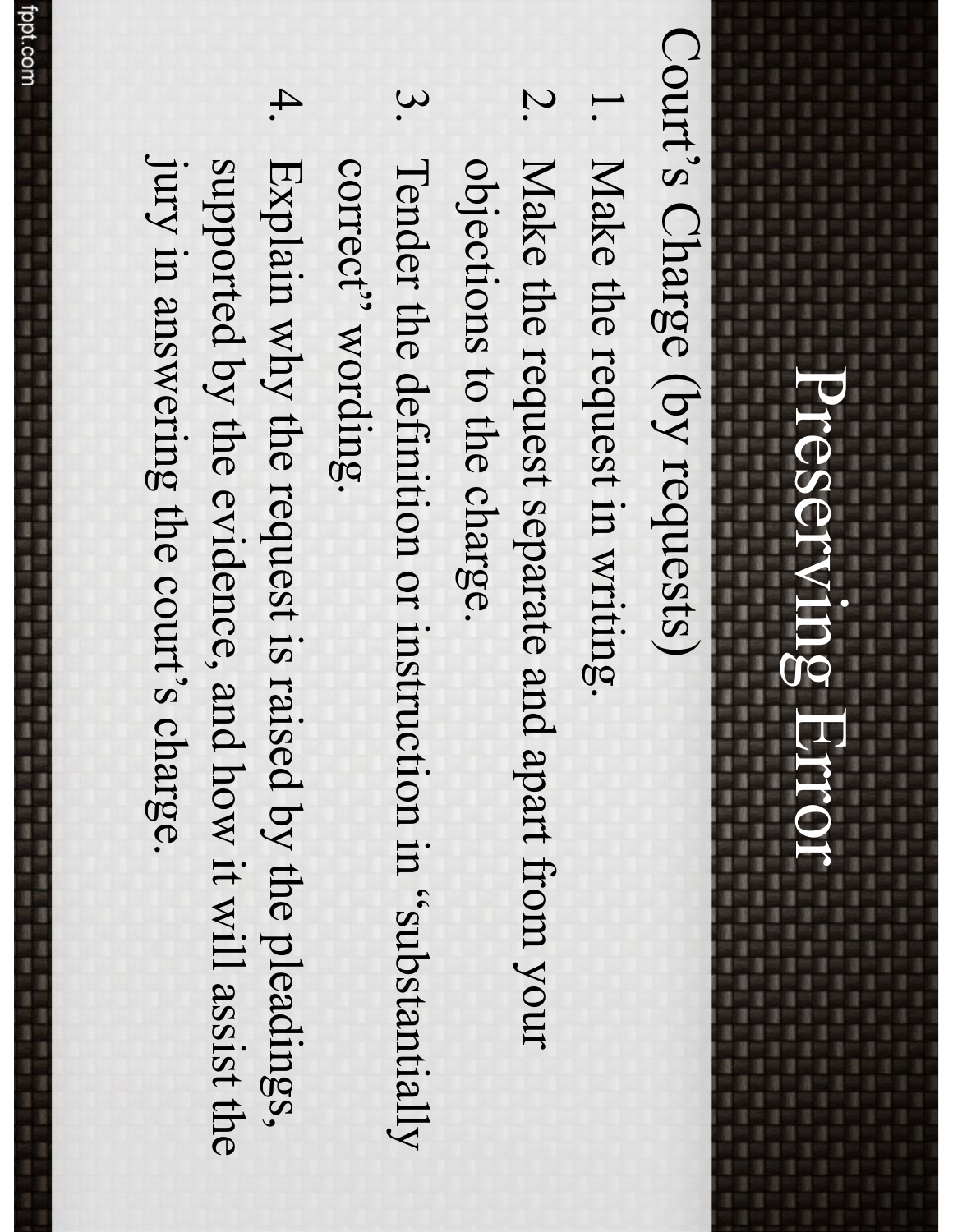# Preserving Error

Court's Charge (by requests)

1. Make the request in writing.
2. Make the request separate and apart from your objections to the charge.
3. Tender the definition or instruction in "substantially correct" wording.
4. Explain why the request is raised by the pleadings, supported by the evidence, and how it will assist the jury in answering the court's charge.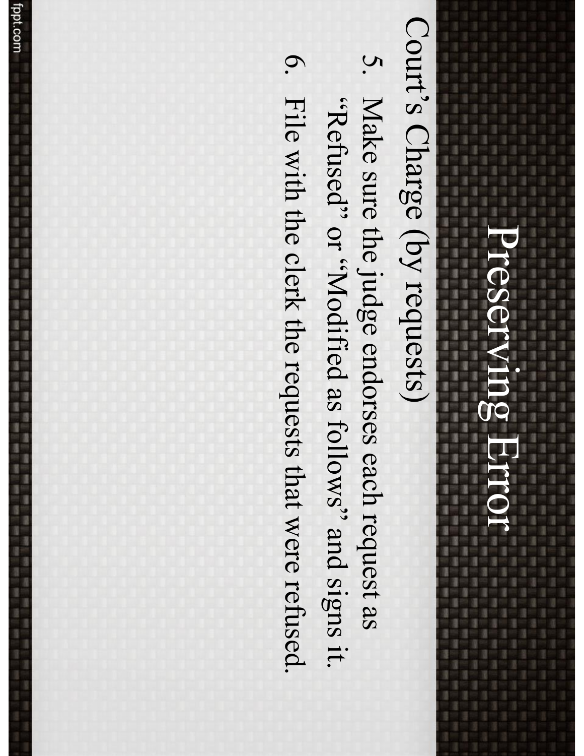# Preserving Error

Court's Charge (by requests)

5. Make sure the judge endorses each request as "Refused" or "Modified as follows" and signs it.
6. File with the clerk the requests that were refused.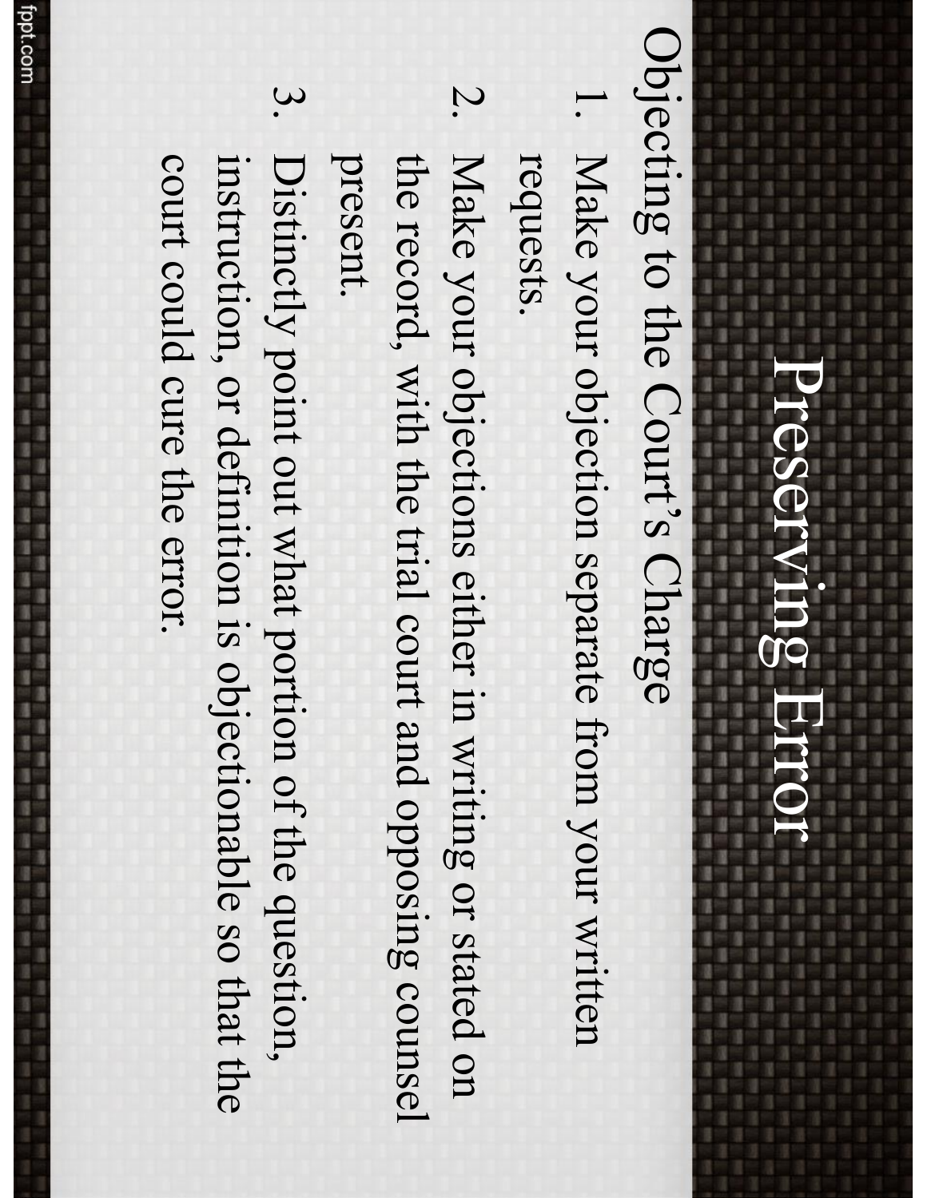# Preserving Error

Objecting to the Court's Charge

1. Make your objection separate from your written requests.
2. Make your objections either in writing or stated on the record, with the trial court and opposing counsel present.
3. Distinctly point out what portion of the question, instruction, or definition is objectionable so that the court could cure the error.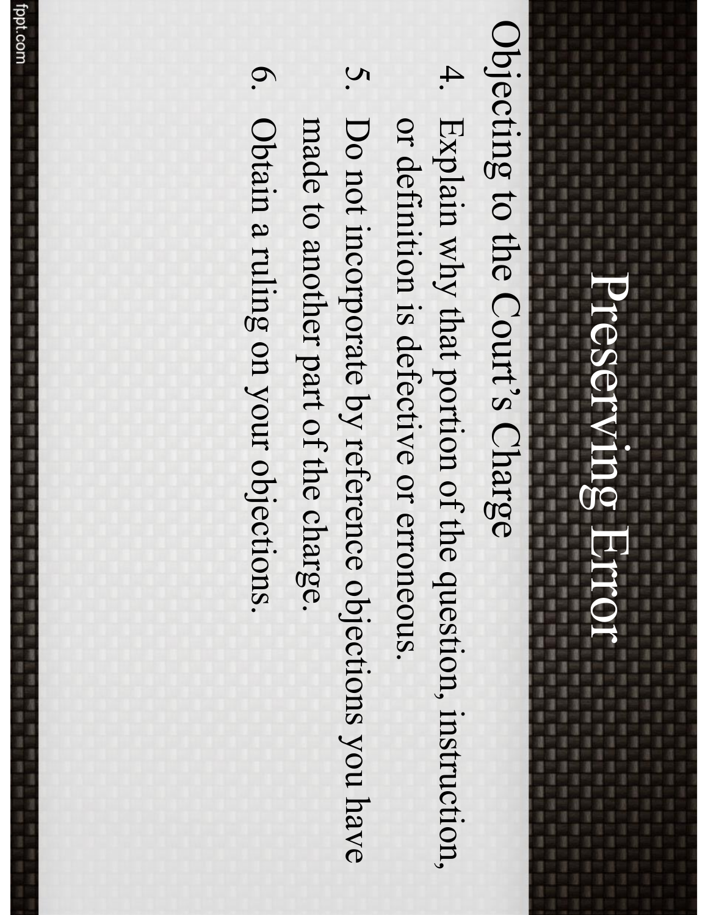# Preserving Error

Objecting to the Court's Charge

4. Explain why that portion of the question, instruction, or defintion is defective or erroneous.
5. Do not incorporate by reference objections you have made to another part of the charge.
6. Obtain a ruling on your objections.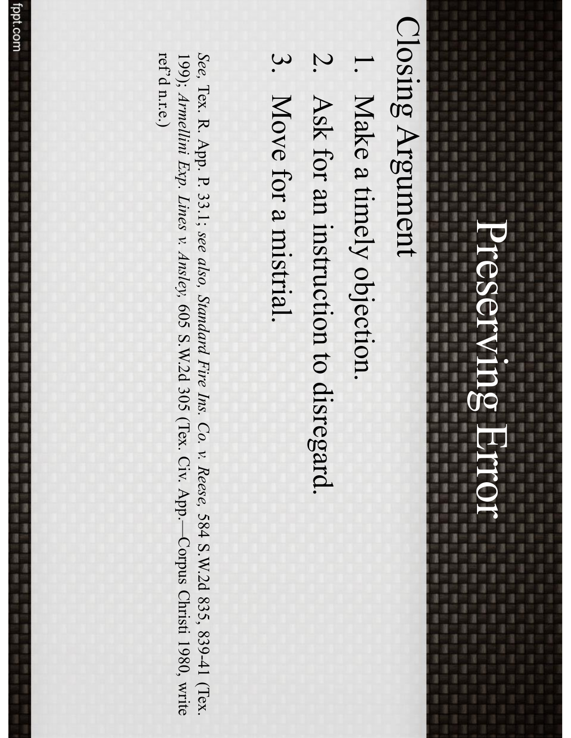# Preserving Error

## Closing Argument

1. Make a timely objection.
2. Ask for an instruction to disregard.
3. Move for a mistrial.

*See*, Tex. R. App. P. 33.1; *see also*, *Standard Fire Ins. Co. v. Reese*, 584 S.W.2d 835, 839-41 (Tex. 199); *Armellini Exp. Lines v. Ansley*, 605 S.W.2d 305 (Tex. Civ. App.—Corpus Christi 1980, write ref'd n.r.e.)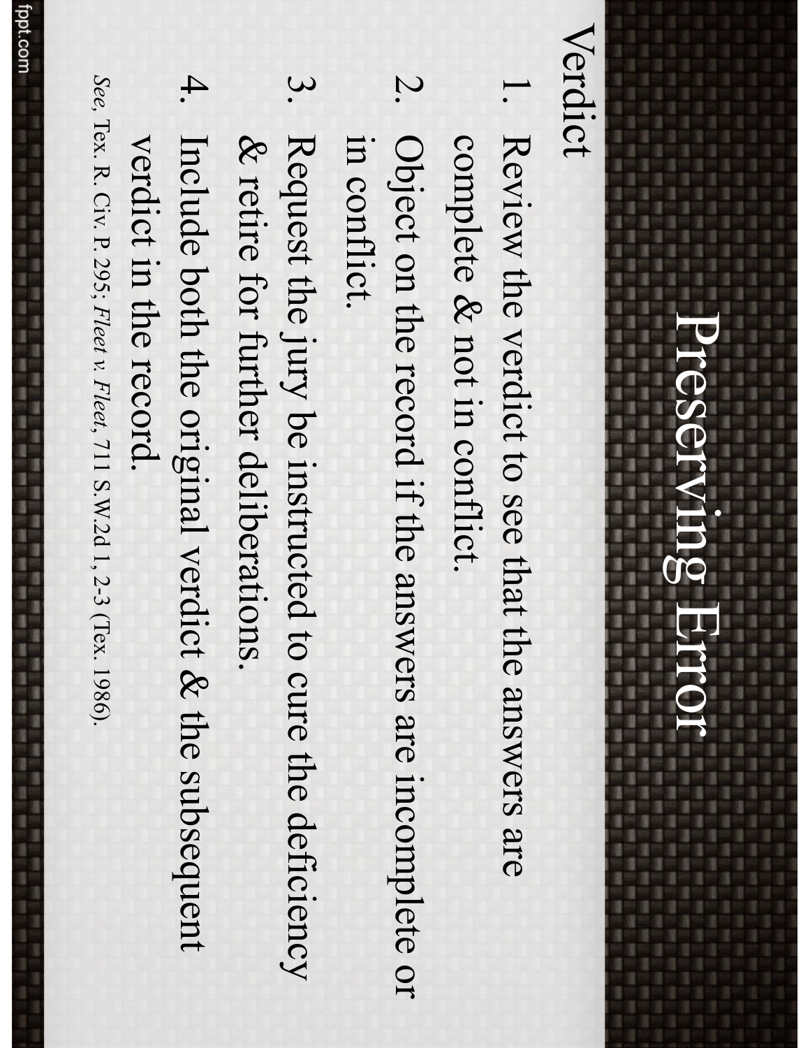# Preserving Error

## Verdict

1. Review the verdict to see that the answers are complete & not in conflict.
2. Object on the record if the answers are incomplete or in conflict.
3. Request the jury be instructed to cure the deficiency & retire for further deliberations.
4. Include both the original verdict & the subsequent verdict in the record.

*See*, Tex. R. Civ. P. 295; *Fleet v. Fleet*, 711 S.W.2d 1, 2-3 (Tex. 1986).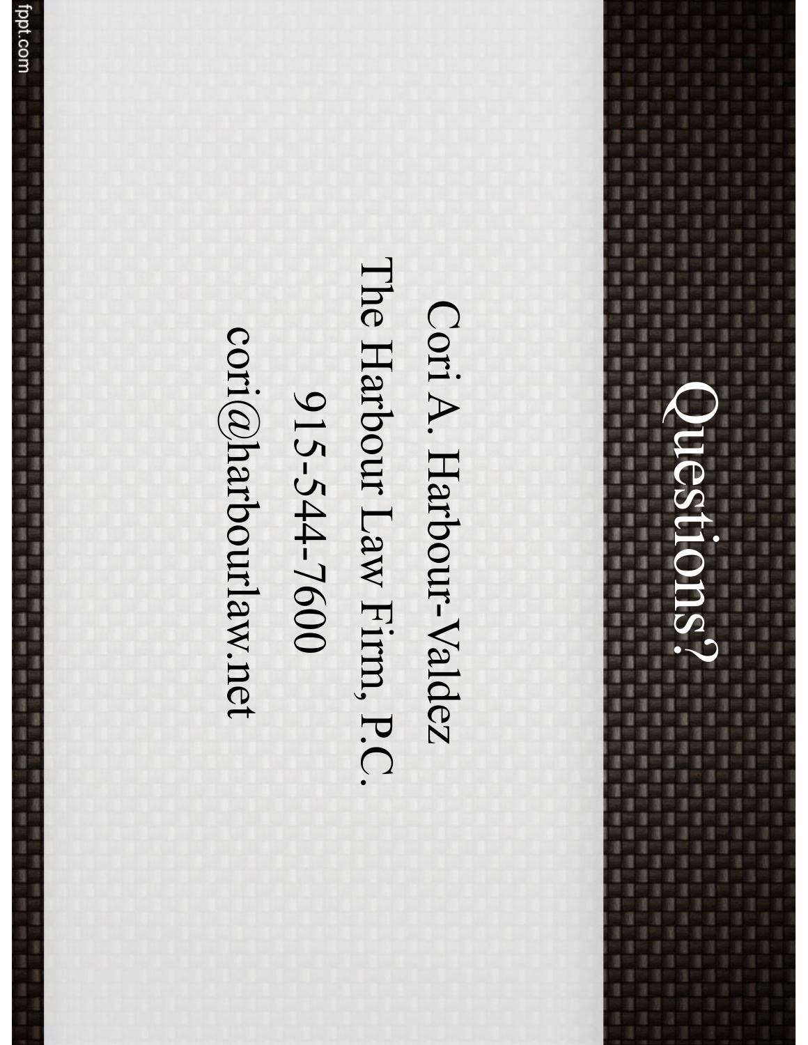# Questions?

Cori A. Harbour-Valdez

The Harbour Law Firm, P.C.

915-544-7600

cori@harbourlaw.net